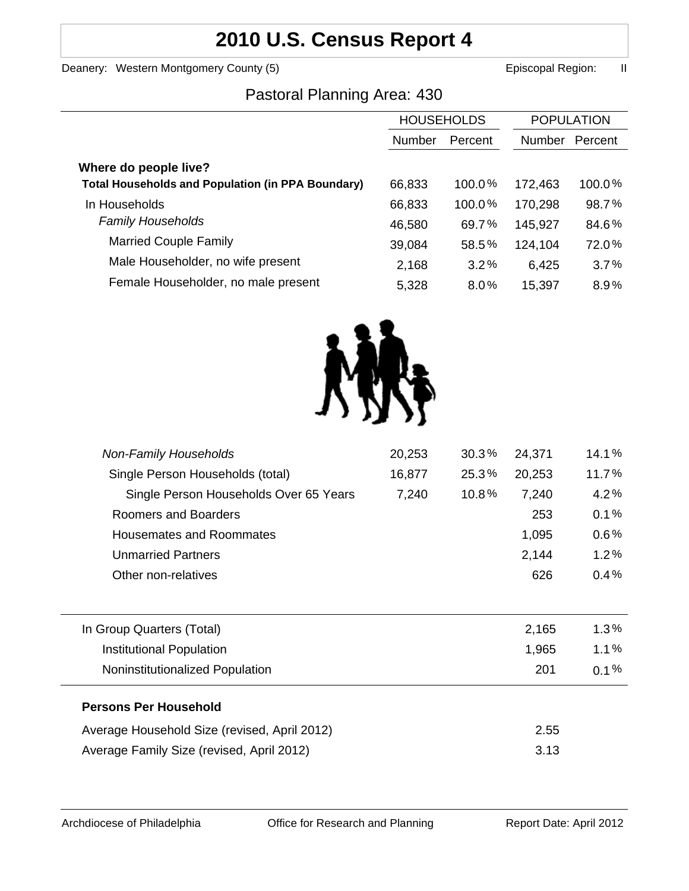# 2010 U.S. Census Report 4

Deanery: Western Montgomery County (5) Episcopal Region: II

## Pastoral Planning Area: 430

| | HOUSEHOLDS | | POPULATION | |
|---|---|---|---|---|
| | Number | Percent | Number | Percent |
| **Where do people live?** | | | | |
| **Total Households and Population (in PPA Boundary)** | 66,833 | 100.0% | 172,463 | 100.0% |
| In Households | 66,833 | 100.0% | 170,298 | 98.7% |
| *Family Households* | 46,580 | 69.7% | 145,927 | 84.6% |
| Married Couple Family | 39,084 | 58.5% | 124,104 | 72.0% |
| Male Householder, no wife present | 2,168 | 3.2% | 6,425 | 3.7% |
| Female Householder, no male present | 5,328 | 8.0% | 15,397 | 8.9% |
| *Non-Family Households* | 20,253 | 30.3% | 24,371 | 14.1% |
| Single Person Households (total) | 16,877 | 25.3% | 20,253 | 11.7% |
| Single Person Households Over 65 Years | 7,240 | 10.8% | 7,240 | 4.2% |
| Roomers and Boarders | | | 253 | 0.1% |
| Housemates and Roommates | | | 1,095 | 0.6% |
| Unmarried Partners | | | 2,144 | 1.2% |
| Other non-relatives | | | 626 | 0.4% |
| In Group Quarters (Total) | | | 2,165 | 1.3% |
| Institutional Population | | | 1,965 | 1.1% |
| Noninstitutionalized Population | | | 201 | 0.1% |

**Persons Per Household**

| | |
|---|---|
| Average Household Size (revised, April 2012) | 2.55 |
| Average Family Size (revised, April 2012) | 3.13 |

Archdiocese of Philadelphia Office for Research and Planning Report Date: April 2012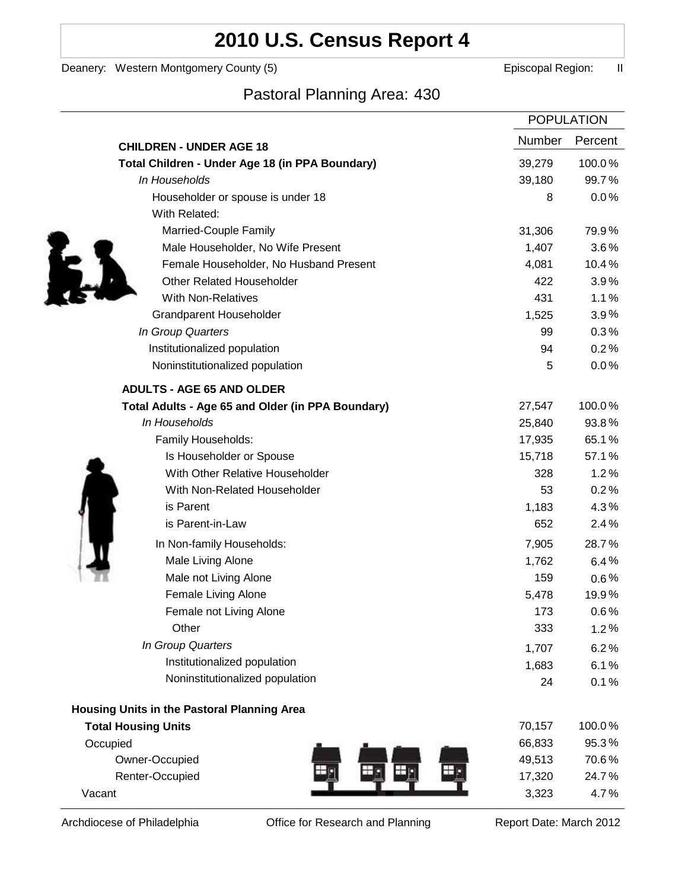# 2010 U.S. Census Report 4

Deanery: Western Montgomery County (5) Episcopal Region: II

## Pastoral Planning Area: 430

| | POPULATION | |
|---|---|---|
| | Number | Percent |
| **CHILDREN - UNDER AGE 18** | | |
| **Total Children - Under Age 18 (in PPA Boundary)** | 39,279 | 100.0% |
| *In Households* | 39,180 | 99.7% |
| Householder or spouse is under 18 | 8 | 0.0% |
| With Related: | | |
| Married-Couple Family | 31,306 | 79.9% |
| Male Householder, No Wife Present | 1,407 | 3.6% |
| Female Householder, No Husband Present | 4,081 | 10.4% |
| Other Related Householder | 422 | 3.9% |
| With Non-Relatives | 431 | 1.1% |
| Grandparent Householder | 1,525 | 3.9% |
| *In Group Quarters* | 99 | 0.3% |
| Institutionalized population | 94 | 0.2% |
| Noninstitutionalized population | 5 | 0.0% |
| **ADULTS - AGE 65 AND OLDER** | | |
| **Total Adults - Age 65 and Older (in PPA Boundary)** | 27,547 | 100.0% |
| *In Households* | 25,840 | 93.8% |
| Family Households: | 17,935 | 65.1% |
| Is Householder or Spouse | 15,718 | 57.1% |
| With Other Relative Householder | 328 | 1.2% |
| With Non-Related Householder | 53 | 0.2% |
| is Parent | 1,183 | 4.3% |
| is Parent-in-Law | 652 | 2.4% |
| In Non-family Households: | 7,905 | 28.7% |
| Male Living Alone | 1,762 | 6.4% |
| Male not Living Alone | 159 | 0.6% |
| Female Living Alone | 5,478 | 19.9% |
| Female not Living Alone | 173 | 0.6% |
| Other | 333 | 1.2% |
| *In Group Quarters* | 1,707 | 6.2% |
| Institutionalized population | 1,683 | 6.1% |
| Noninstitutionalized population | 24 | 0.1% |
| **Housing Units in the Pastoral Planning Area** | | |
| **Total Housing Units** | 70,157 | 100.0% |
| Occupied | 66,833 | 95.3% |
| Owner-Occupied | 49,513 | 70.6% |
| Renter-Occupied | 17,320 | 24.7% |
| Vacant | 3,323 | 4.7% |

Archdiocese of Philadelphia Office for Research and Planning Report Date: March 2012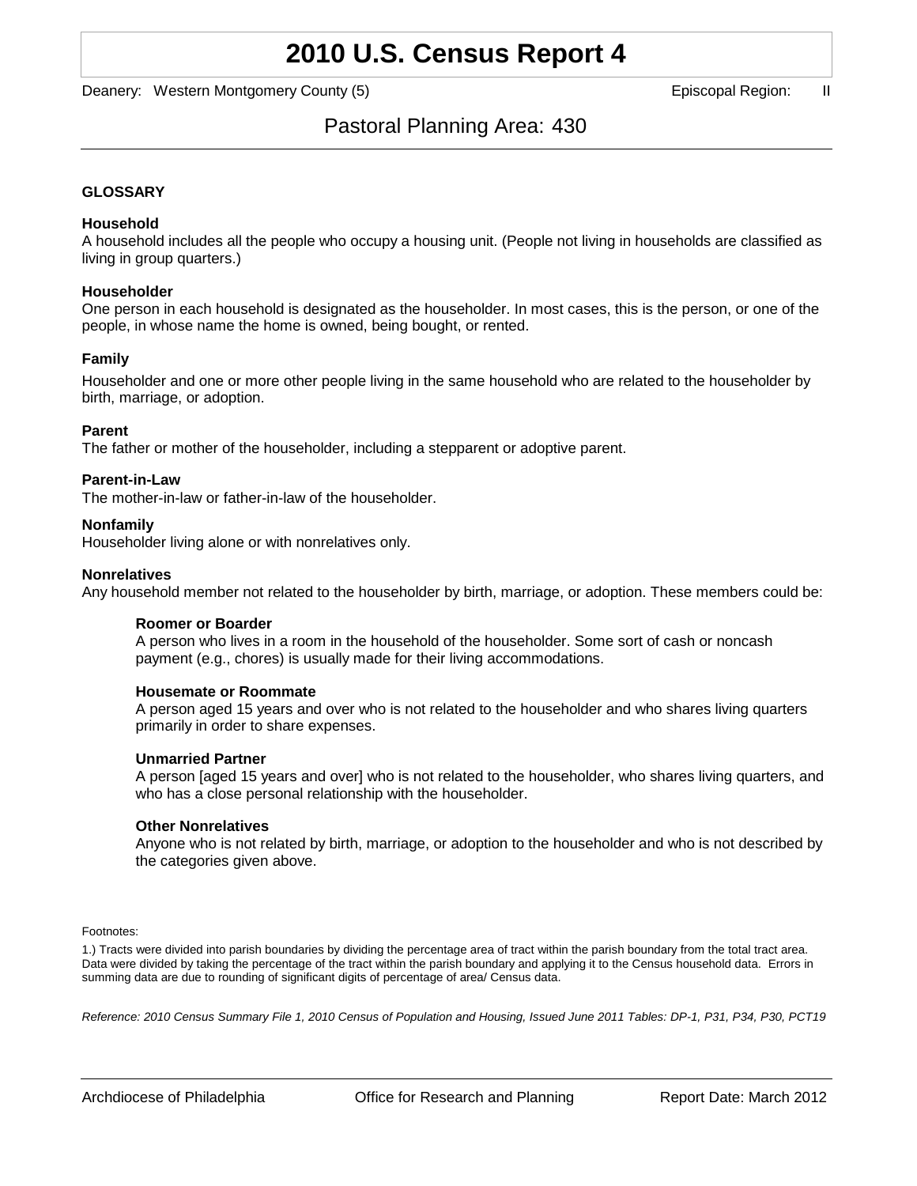# 2010 U.S. Census Report 4

Deanery: Western Montgomery County (5) Episcopal Region: II

## Pastoral Planning Area: 430

**GLOSSARY**

**Household**
A household includes all the people who occupy a housing unit. (People not living in households are classified as living in group quarters.)

**Householder**
One person in each household is designated as the householder. In most cases, this is the person, or one of the people, in whose name the home is owned, being bought, or rented.

**Family**
Householder and one or more other people living in the same household who are related to the householder by birth, marriage, or adoption.

**Parent**
The father or mother of the householder, including a stepparent or adoptive parent.

**Parent-in-Law**
The mother-in-law or father-in-law of the householder.

**Nonfamily**
Householder living alone or with nonrelatives only.

**Nonrelatives**
Any household member not related to the householder by birth, marriage, or adoption. These members could be:

> **Roomer or Boarder**
> A person who lives in a room in the household of the householder. Some sort of cash or noncash payment (e.g., chores) is usually made for their living accommodations.
>
> **Housemate or Roommate**
> A person aged 15 years and over who is not related to the householder and who shares living quarters primarily in order to share expenses.
>
> **Unmarried Partner**
> A person [aged 15 years and over] who is not related to the householder, who shares living quarters, and who has a close personal relationship with the householder.
>
> **Other Nonrelatives**
> Anyone who is not related by birth, marriage, or adoption to the householder and who is not described by the categories given above.

Footnotes:

1.) Tracts were divided into parish boundaries by dividing the percentage area of tract within the parish boundary from the total tract area. Data were divided by taking the percentage of the tract within the parish boundary and applying it to the Census household data. Errors in summing data are due to rounding of significant digits of percentage of area/ Census data.

*Reference: 2010 Census Summary File 1, 2010 Census of Population and Housing, Issued June 2011 Tables: DP-1, P31, P34, P30, PCT19*

Archdiocese of Philadelphia Office for Research and Planning Report Date: March 2012